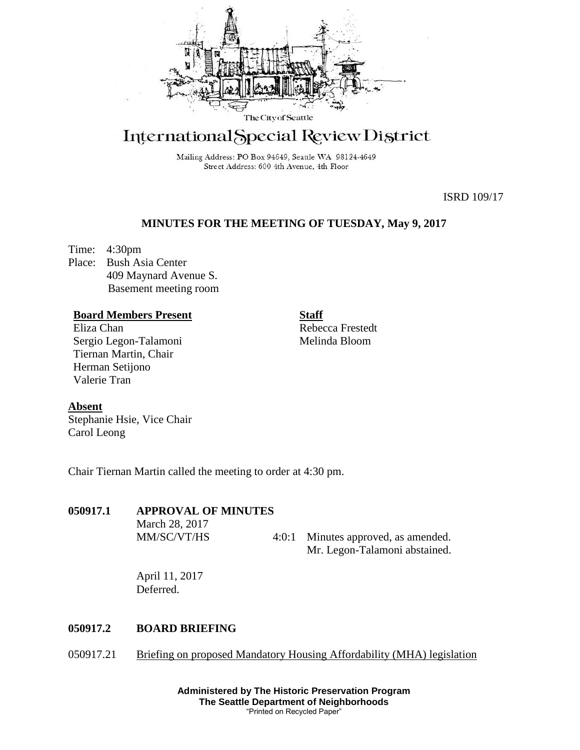The City of Seattle

# International Special Review District

Mailing Address: PO Box 94649, Seattle WA 98124-4649
Street Address: 600 4th Avenue, 4th Floor

ISRD 109/17

## MINUTES FOR THE MEETING OF TUESDAY, May 9, 2017

Time: 4:30pm
Place: Bush Asia Center
409 Maynard Avenue S.
Basement meeting room

**Board Members Present**
Eliza Chan
Sergio Legon-Talamoni
Tiernan Martin, Chair
Herman Setijono
Valerie Tran

**Staff**
Rebecca Frestedt
Melinda Bloom

**Absent**
Stephanie Hsie, Vice Chair
Carol Leong

Chair Tiernan Martin called the meeting to order at 4:30 pm.

**050917.1 APPROVAL OF MINUTES**

March 28, 2017
MM/SC/VT/HS 4:0:1 Minutes approved, as amended.
Mr. Legon-Talamoni abstained.

April 11, 2017
Deferred.

**050917.2 BOARD BRIEFING**

050917.21 Briefing on proposed Mandatory Housing Affordability (MHA) legislation

**Administered by The Historic Preservation Program**
**The Seattle Department of Neighborhoods**
"Printed on Recycled Paper"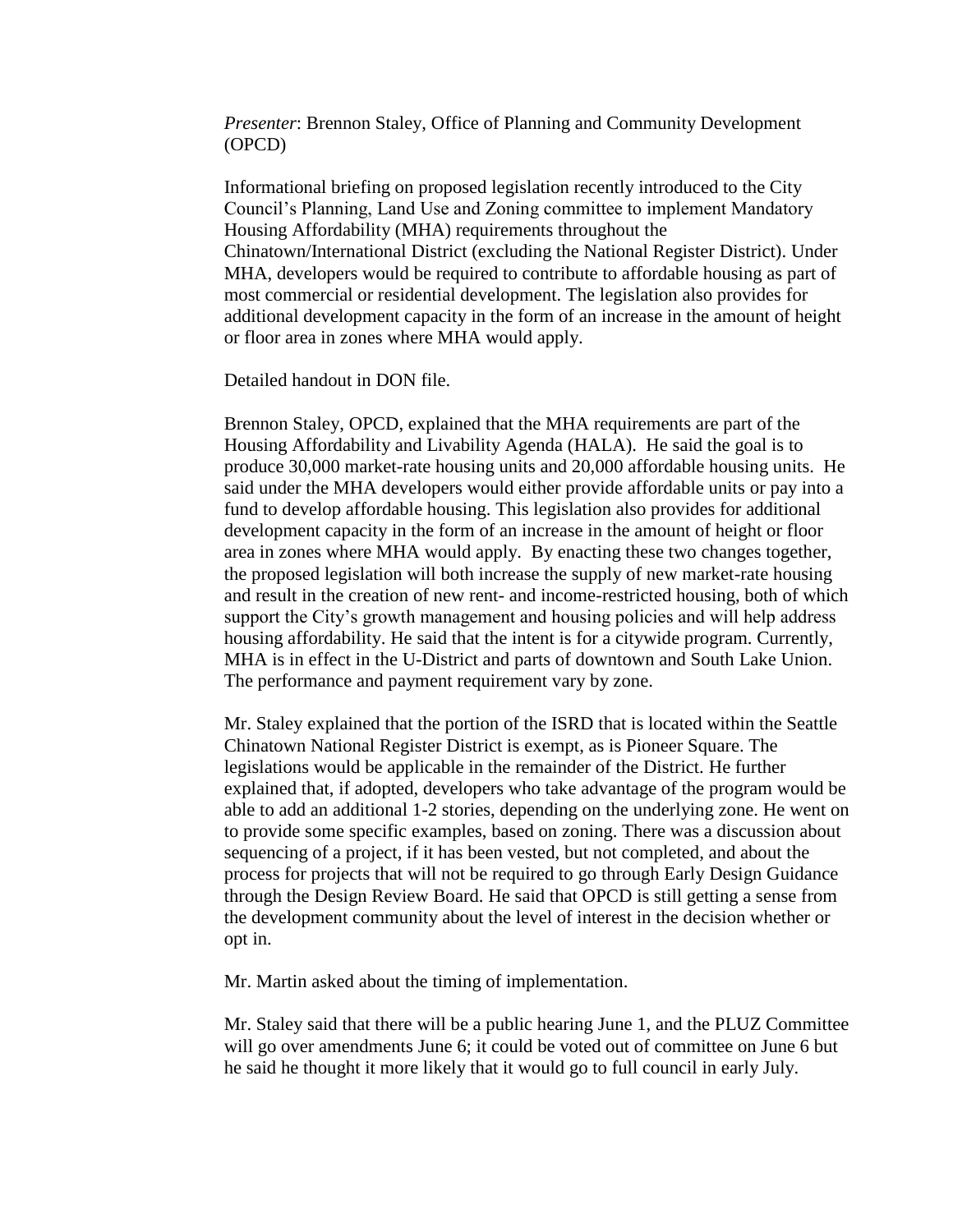*Presenter*: Brennon Staley, Office of Planning and Community Development (OPCD)

Informational briefing on proposed legislation recently introduced to the City Council's Planning, Land Use and Zoning committee to implement Mandatory Housing Affordability (MHA) requirements throughout the Chinatown/International District (excluding the National Register District). Under MHA, developers would be required to contribute to affordable housing as part of most commercial or residential development. The legislation also provides for additional development capacity in the form of an increase in the amount of height or floor area in zones where MHA would apply.

Detailed handout in DON file.

Brennon Staley, OPCD, explained that the MHA requirements are part of the Housing Affordability and Livability Agenda (HALA). He said the goal is to produce 30,000 market-rate housing units and 20,000 affordable housing units. He said under the MHA developers would either provide affordable units or pay into a fund to develop affordable housing. This legislation also provides for additional development capacity in the form of an increase in the amount of height or floor area in zones where MHA would apply. By enacting these two changes together, the proposed legislation will both increase the supply of new market-rate housing and result in the creation of new rent- and income-restricted housing, both of which support the City's growth management and housing policies and will help address housing affordability. He said that the intent is for a citywide program. Currently, MHA is in effect in the U-District and parts of downtown and South Lake Union. The performance and payment requirement vary by zone.

Mr. Staley explained that the portion of the ISRD that is located within the Seattle Chinatown National Register District is exempt, as is Pioneer Square. The legislations would be applicable in the remainder of the District. He further explained that, if adopted, developers who take advantage of the program would be able to add an additional 1-2 stories, depending on the underlying zone. He went on to provide some specific examples, based on zoning. There was a discussion about sequencing of a project, if it has been vested, but not completed, and about the process for projects that will not be required to go through Early Design Guidance through the Design Review Board. He said that OPCD is still getting a sense from the development community about the level of interest in the decision whether or opt in.

Mr. Martin asked about the timing of implementation.

Mr. Staley said that there will be a public hearing June 1, and the PLUZ Committee will go over amendments June 6; it could be voted out of committee on June 6 but he said he thought it more likely that it would go to full council in early July.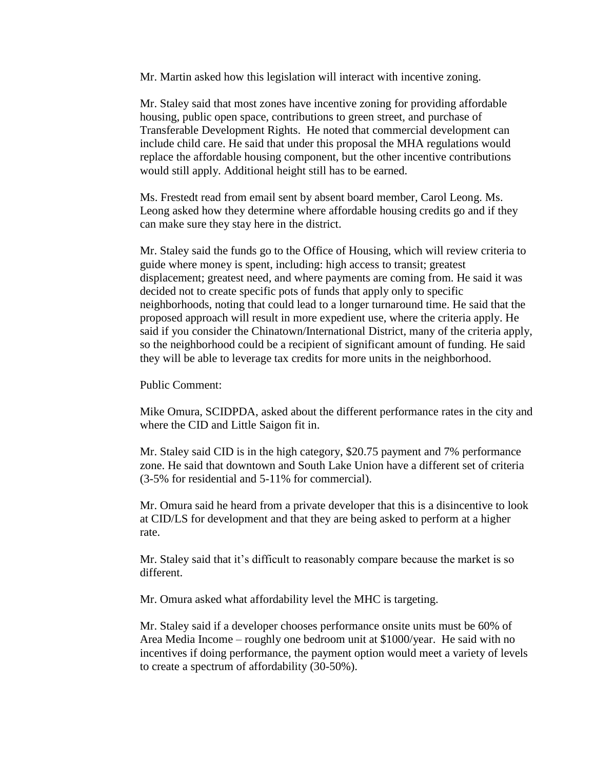Mr. Martin asked how this legislation will interact with incentive zoning.

Mr. Staley said that most zones have incentive zoning for providing affordable housing, public open space, contributions to green street, and purchase of Transferable Development Rights. He noted that commercial development can include child care. He said that under this proposal the MHA regulations would replace the affordable housing component, but the other incentive contributions would still apply. Additional height still has to be earned.

Ms. Frestedt read from email sent by absent board member, Carol Leong. Ms. Leong asked how they determine where affordable housing credits go and if they can make sure they stay here in the district.

Mr. Staley said the funds go to the Office of Housing, which will review criteria to guide where money is spent, including: high access to transit; greatest displacement; greatest need, and where payments are coming from. He said it was decided not to create specific pots of funds that apply only to specific neighborhoods, noting that could lead to a longer turnaround time. He said that the proposed approach will result in more expedient use, where the criteria apply. He said if you consider the Chinatown/International District, many of the criteria apply, so the neighborhood could be a recipient of significant amount of funding. He said they will be able to leverage tax credits for more units in the neighborhood.

Public Comment:

Mike Omura, SCIDPDA, asked about the different performance rates in the city and where the CID and Little Saigon fit in.

Mr. Staley said CID is in the high category, $20.75 payment and 7% performance zone. He said that downtown and South Lake Union have a different set of criteria (3-5% for residential and 5-11% for commercial).

Mr. Omura said he heard from a private developer that this is a disincentive to look at CID/LS for development and that they are being asked to perform at a higher rate.

Mr. Staley said that it's difficult to reasonably compare because the market is so different.

Mr. Omura asked what affordability level the MHC is targeting.

Mr. Staley said if a developer chooses performance onsite units must be 60% of Area Media Income – roughly one bedroom unit at $1000/year. He said with no incentives if doing performance, the payment option would meet a variety of levels to create a spectrum of affordability (30-50%).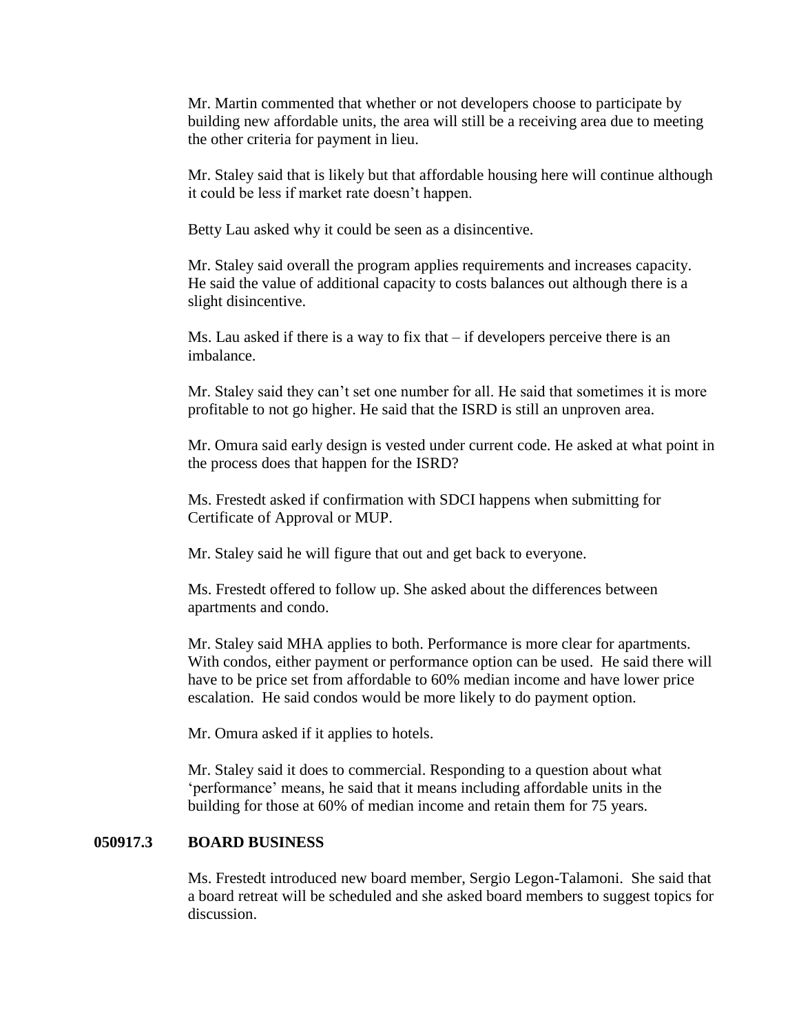Mr. Martin commented that whether or not developers choose to participate by building new affordable units, the area will still be a receiving area due to meeting the other criteria for payment in lieu.

Mr. Staley said that is likely but that affordable housing here will continue although it could be less if market rate doesn't happen.

Betty Lau asked why it could be seen as a disincentive.

Mr. Staley said overall the program applies requirements and increases capacity. He said the value of additional capacity to costs balances out although there is a slight disincentive.

Ms. Lau asked if there is a way to fix that – if developers perceive there is an imbalance.

Mr. Staley said they can't set one number for all. He said that sometimes it is more profitable to not go higher. He said that the ISRD is still an unproven area.

Mr. Omura said early design is vested under current code. He asked at what point in the process does that happen for the ISRD?

Ms. Frestedt asked if confirmation with SDCI happens when submitting for Certificate of Approval or MUP.

Mr. Staley said he will figure that out and get back to everyone.

Ms. Frestedt offered to follow up. She asked about the differences between apartments and condo.

Mr. Staley said MHA applies to both. Performance is more clear for apartments. With condos, either payment or performance option can be used. He said there will have to be price set from affordable to 60% median income and have lower price escalation. He said condos would be more likely to do payment option.

Mr. Omura asked if it applies to hotels.

Mr. Staley said it does to commercial. Responding to a question about what 'performance' means, he said that it means including affordable units in the building for those at 60% of median income and retain them for 75 years.

## 050917.3 BOARD BUSINESS

Ms. Frestedt introduced new board member, Sergio Legon-Talamoni. She said that a board retreat will be scheduled and she asked board members to suggest topics for discussion.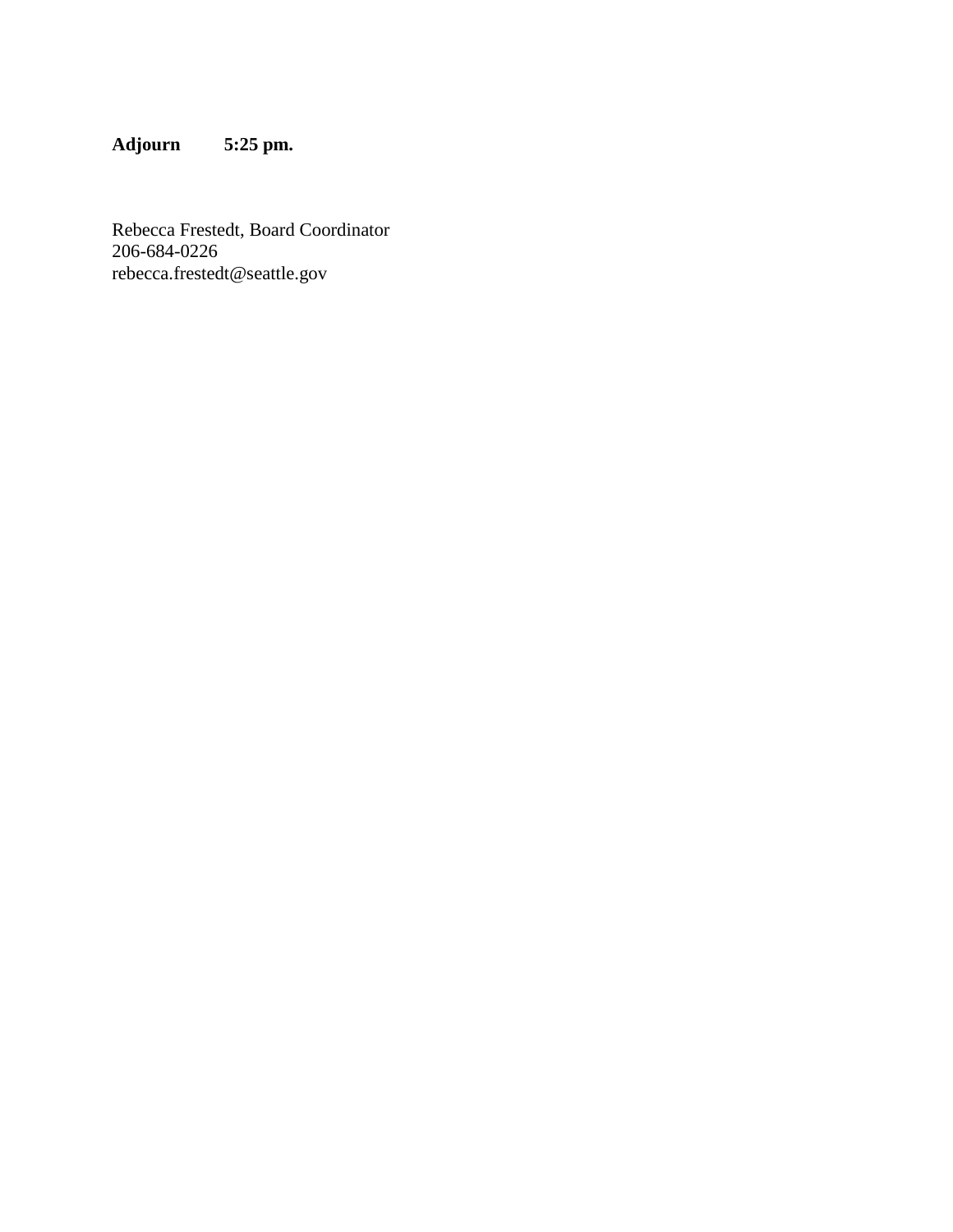**Adjourn 5:25 pm.**

Rebecca Frestedt, Board Coordinator
206-684-0226
rebecca.frestedt@seattle.gov